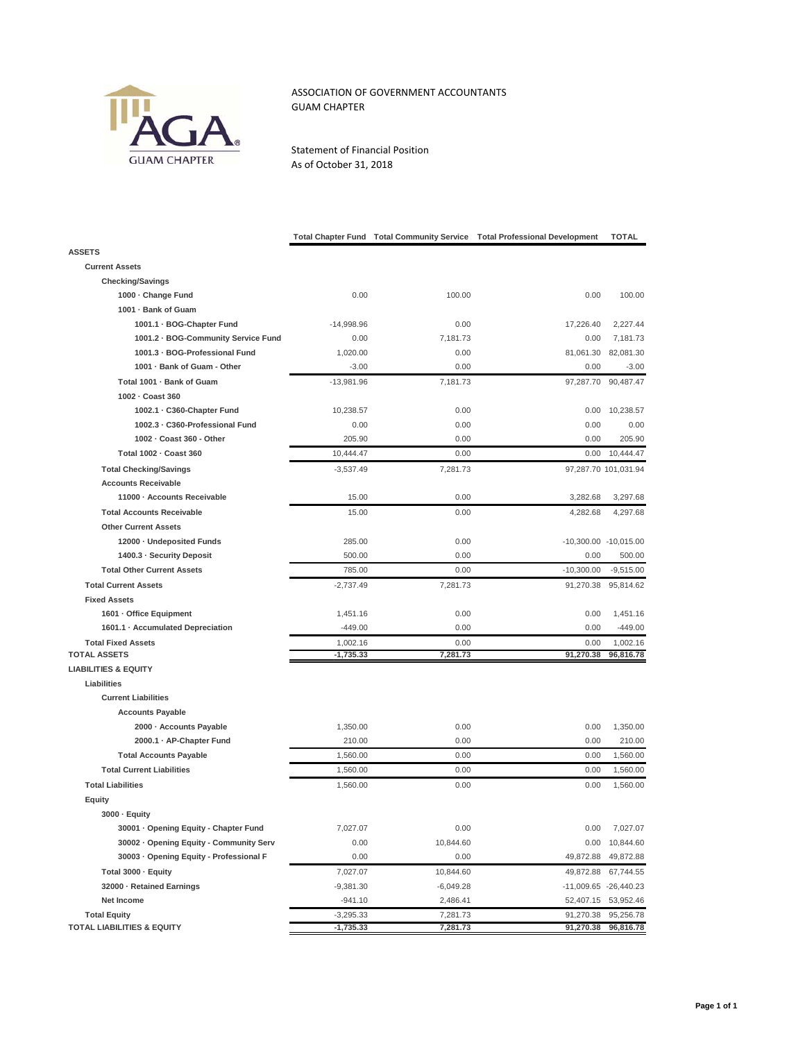ASSOCIATION OF GOVERNMENT ACCOUNTANTS
GUAM CHAPTER

Statement of Financial Position
As of October 31, 2018

| | Total Chapter Fund | Total Community Service | Total Professional Development | TOTAL |
|---|---|---|---|---|
| **ASSETS** | | | | |
| **Current Assets** | | | | |
| **Checking/Savings** | | | | |
| **1000 · Change Fund** | 0.00 | 100.00 | 0.00 | 100.00 |
| **1001 · Bank of Guam** | | | | |
| **1001.1 · BOG-Chapter Fund** | -14,998.96 | 0.00 | 17,226.40 | 2,227.44 |
| **1001.2 · BOG-Community Service Fund** | 0.00 | 7,181.73 | 0.00 | 7,181.73 |
| **1001.3 · BOG-Professional Fund** | 1,020.00 | 0.00 | 81,061.30 | 82,081.30 |
| **1001 · Bank of Guam - Other** | -3.00 | 0.00 | 0.00 | -3.00 |
| **Total 1001 · Bank of Guam** | -13,981.96 | 7,181.73 | 97,287.70 | 90,487.47 |
| **1002 · Coast 360** | | | | |
| **1002.1 · C360-Chapter Fund** | 10,238.57 | 0.00 | 0.00 | 10,238.57 |
| **1002.3 · C360-Professional Fund** | 0.00 | 0.00 | 0.00 | 0.00 |
| **1002 · Coast 360 - Other** | 205.90 | 0.00 | 0.00 | 205.90 |
| **Total 1002 · Coast 360** | 10,444.47 | 0.00 | 0.00 | 10,444.47 |
| **Total Checking/Savings** | -3,537.49 | 7,281.73 | 97,287.70 | 101,031.94 |
| **Accounts Receivable** | | | | |
| **11000 · Accounts Receivable** | 15.00 | 0.00 | 3,282.68 | 3,297.68 |
| **Total Accounts Receivable** | 15.00 | 0.00 | 4,282.68 | 4,297.68 |
| **Other Current Assets** | | | | |
| **12000 · Undeposited Funds** | 285.00 | 0.00 | -10,300.00 | -10,015.00 |
| **1400.3 · Security Deposit** | 500.00 | 0.00 | 0.00 | 500.00 |
| **Total Other Current Assets** | 785.00 | 0.00 | -10,300.00 | -9,515.00 |
| **Total Current Assets** | -2,737.49 | 7,281.73 | 91,270.38 | 95,814.62 |
| **Fixed Assets** | | | | |
| **1601 · Office Equipment** | 1,451.16 | 0.00 | 0.00 | 1,451.16 |
| **1601.1 · Accumulated Depreciation** | -449.00 | 0.00 | 0.00 | -449.00 |
| **Total Fixed Assets** | 1,002.16 | 0.00 | 0.00 | 1,002.16 |
| **TOTAL ASSETS** | **-1,735.33** | **7,281.73** | **91,270.38** | **96,816.78** |
| **LIABILITIES & EQUITY** | | | | |
| **Liabilities** | | | | |
| **Current Liabilities** | | | | |
| **Accounts Payable** | | | | |
| **2000 · Accounts Payable** | 1,350.00 | 0.00 | 0.00 | 1,350.00 |
| **2000.1 · AP-Chapter Fund** | 210.00 | 0.00 | 0.00 | 210.00 |
| **Total Accounts Payable** | 1,560.00 | 0.00 | 0.00 | 1,560.00 |
| **Total Current Liabilities** | 1,560.00 | 0.00 | 0.00 | 1,560.00 |
| **Total Liabilities** | 1,560.00 | 0.00 | 0.00 | 1,560.00 |
| **Equity** | | | | |
| **3000 · Equity** | | | | |
| **30001 · Opening Equity - Chapter Fund** | 7,027.07 | 0.00 | 0.00 | 7,027.07 |
| **30002 · Opening Equity - Community Serv** | 0.00 | 10,844.60 | 0.00 | 10,844.60 |
| **30003 · Opening Equity - Professional F** | 0.00 | 0.00 | 49,872.88 | 49,872.88 |
| **Total 3000 · Equity** | 7,027.07 | 10,844.60 | 49,872.88 | 67,744.55 |
| **32000 · Retained Earnings** | -9,381.30 | -6,049.28 | -11,009.65 | -26,440.23 |
| **Net Income** | -941.10 | 2,486.41 | 52,407.15 | 53,952.46 |
| **Total Equity** | -3,295.33 | 7,281.73 | 91,270.38 | 95,256.78 |
| **TOTAL LIABILITIES & EQUITY** | **-1,735.33** | **7,281.73** | **91,270.38** | **96,816.78** |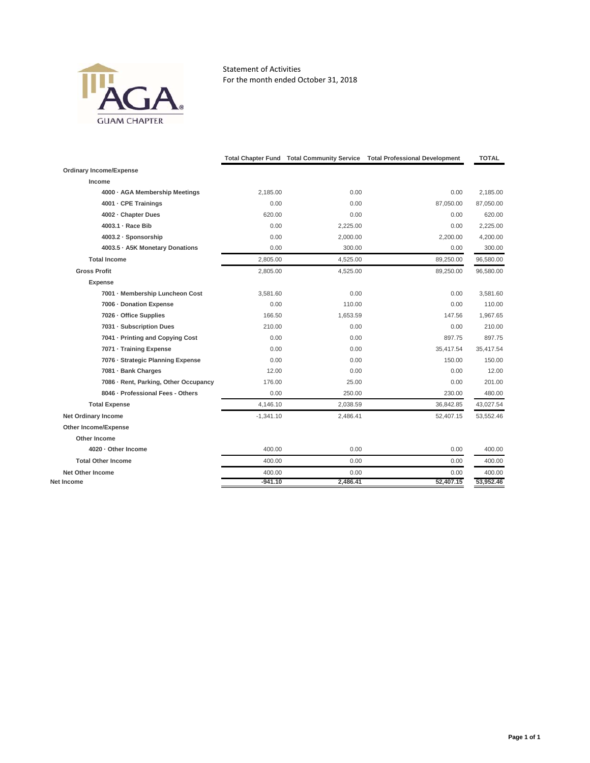AGA GUAM CHAPTER

Statement of Activities
For the month ended October 31, 2018

| | Total Chapter Fund | Total Community Service | Total Professional Development | TOTAL |
|---|---|---|---|---|
| **Ordinary Income/Expense** | | | | |
| **Income** | | | | |
| 4000 · AGA Membership Meetings | 2,185.00 | 0.00 | 0.00 | 2,185.00 |
| 4001 · CPE Trainings | 0.00 | 0.00 | 87,050.00 | 87,050.00 |
| 4002 · Chapter Dues | 620.00 | 0.00 | 0.00 | 620.00 |
| 4003.1 · Race Bib | 0.00 | 2,225.00 | 0.00 | 2,225.00 |
| 4003.2 · Sponsorship | 0.00 | 2,000.00 | 2,200.00 | 4,200.00 |
| 4003.5 · A5K Monetary Donations | 0.00 | 300.00 | 0.00 | 300.00 |
| **Total Income** | 2,805.00 | 4,525.00 | 89,250.00 | 96,580.00 |
| **Gross Profit** | 2,805.00 | 4,525.00 | 89,250.00 | 96,580.00 |
| **Expense** | | | | |
| 7001 · Membership Luncheon Cost | 3,581.60 | 0.00 | 0.00 | 3,581.60 |
| 7006 · Donation Expense | 0.00 | 110.00 | 0.00 | 110.00 |
| 7026 · Office Supplies | 166.50 | 1,653.59 | 147.56 | 1,967.65 |
| 7031 · Subscription Dues | 210.00 | 0.00 | 0.00 | 210.00 |
| 7041 · Printing and Copying Cost | 0.00 | 0.00 | 897.75 | 897.75 |
| 7071 · Training Expense | 0.00 | 0.00 | 35,417.54 | 35,417.54 |
| 7076 · Strategic Planning Expense | 0.00 | 0.00 | 150.00 | 150.00 |
| 7081 · Bank Charges | 12.00 | 0.00 | 0.00 | 12.00 |
| 7086 · Rent, Parking, Other Occupancy | 176.00 | 25.00 | 0.00 | 201.00 |
| 8046 · Professional Fees - Others | 0.00 | 250.00 | 230.00 | 480.00 |
| **Total Expense** | 4,146.10 | 2,038.59 | 36,842.85 | 43,027.54 |
| **Net Ordinary Income** | -1,341.10 | 2,486.41 | 52,407.15 | 53,552.46 |
| **Other Income/Expense** | | | | |
| **Other Income** | | | | |
| 4020 · Other Income | 400.00 | 0.00 | 0.00 | 400.00 |
| **Total Other Income** | 400.00 | 0.00 | 0.00 | 400.00 |
| **Net Other Income** | 400.00 | 0.00 | 0.00 | 400.00 |
| **Net Income** | **-941.10** | **2,486.41** | **52,407.15** | **53,952.46** |